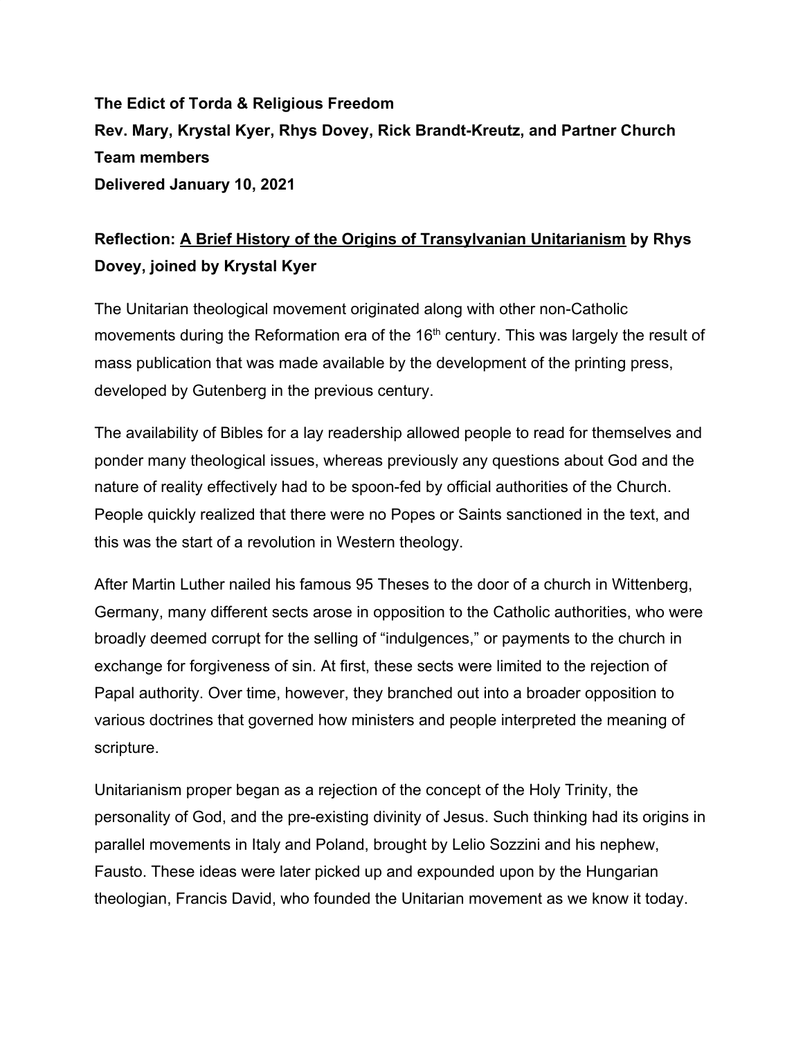**The Edict of Torda & Religious Freedom**
**Rev. Mary, Krystal Kyer, Rhys Dovey, Rick Brandt-Kreutz, and Partner Church Team members**
**Delivered January 10, 2021**

## Reflection: <u>A Brief History of the Origins of Transylvanian Unitarianism</u> by Rhys Dovey, joined by Krystal Kyer

The Unitarian theological movement originated along with other non-Catholic movements during the Reformation era of the 16th century. This was largely the result of mass publication that was made available by the development of the printing press, developed by Gutenberg in the previous century.

The availability of Bibles for a lay readership allowed people to read for themselves and ponder many theological issues, whereas previously any questions about God and the nature of reality effectively had to be spoon-fed by official authorities of the Church. People quickly realized that there were no Popes or Saints sanctioned in the text, and this was the start of a revolution in Western theology.

After Martin Luther nailed his famous 95 Theses to the door of a church in Wittenberg, Germany, many different sects arose in opposition to the Catholic authorities, who were broadly deemed corrupt for the selling of "indulgences," or payments to the church in exchange for forgiveness of sin. At first, these sects were limited to the rejection of Papal authority. Over time, however, they branched out into a broader opposition to various doctrines that governed how ministers and people interpreted the meaning of scripture.

Unitarianism proper began as a rejection of the concept of the Holy Trinity, the personality of God, and the pre-existing divinity of Jesus. Such thinking had its origins in parallel movements in Italy and Poland, brought by Lelio Sozzini and his nephew, Fausto. These ideas were later picked up and expounded upon by the Hungarian theologian, Francis David, who founded the Unitarian movement as we know it today.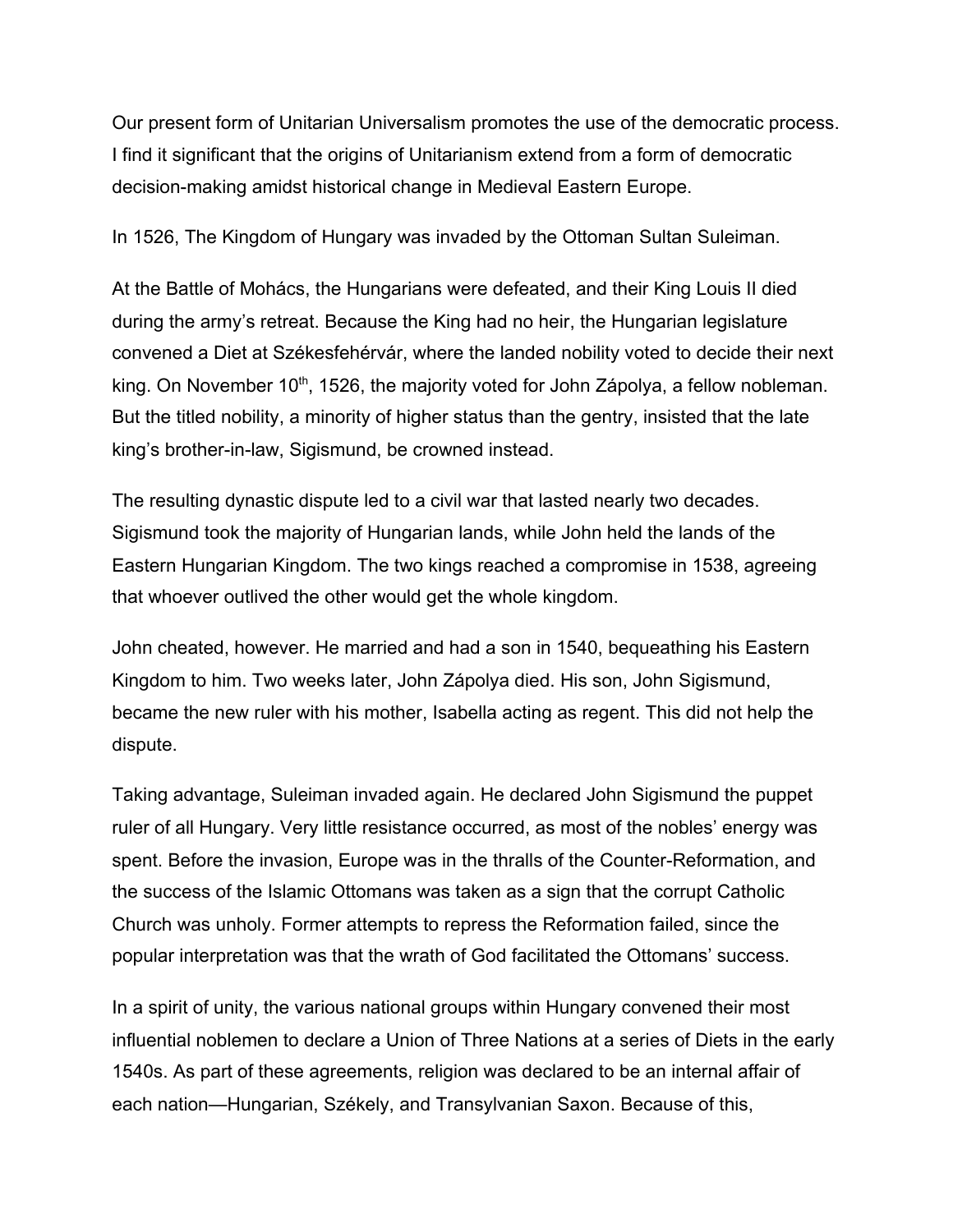Our present form of Unitarian Universalism promotes the use of the democratic process. I find it significant that the origins of Unitarianism extend from a form of democratic decision-making amidst historical change in Medieval Eastern Europe.

In 1526, The Kingdom of Hungary was invaded by the Ottoman Sultan Suleiman.

At the Battle of Mohács, the Hungarians were defeated, and their King Louis II died during the army's retreat. Because the King had no heir, the Hungarian legislature convened a Diet at Székesfehérvár, where the landed nobility voted to decide their next king. On November 10th, 1526, the majority voted for John Zápolya, a fellow nobleman. But the titled nobility, a minority of higher status than the gentry, insisted that the late king's brother-in-law, Sigismund, be crowned instead.

The resulting dynastic dispute led to a civil war that lasted nearly two decades. Sigismund took the majority of Hungarian lands, while John held the lands of the Eastern Hungarian Kingdom. The two kings reached a compromise in 1538, agreeing that whoever outlived the other would get the whole kingdom.

John cheated, however. He married and had a son in 1540, bequeathing his Eastern Kingdom to him. Two weeks later, John Zápolya died. His son, John Sigismund, became the new ruler with his mother, Isabella acting as regent. This did not help the dispute.

Taking advantage, Suleiman invaded again. He declared John Sigismund the puppet ruler of all Hungary. Very little resistance occurred, as most of the nobles' energy was spent. Before the invasion, Europe was in the thralls of the Counter-Reformation, and the success of the Islamic Ottomans was taken as a sign that the corrupt Catholic Church was unholy. Former attempts to repress the Reformation failed, since the popular interpretation was that the wrath of God facilitated the Ottomans' success.

In a spirit of unity, the various national groups within Hungary convened their most influential noblemen to declare a Union of Three Nations at a series of Diets in the early 1540s. As part of these agreements, religion was declared to be an internal affair of each nation—Hungarian, Székely, and Transylvanian Saxon. Because of this,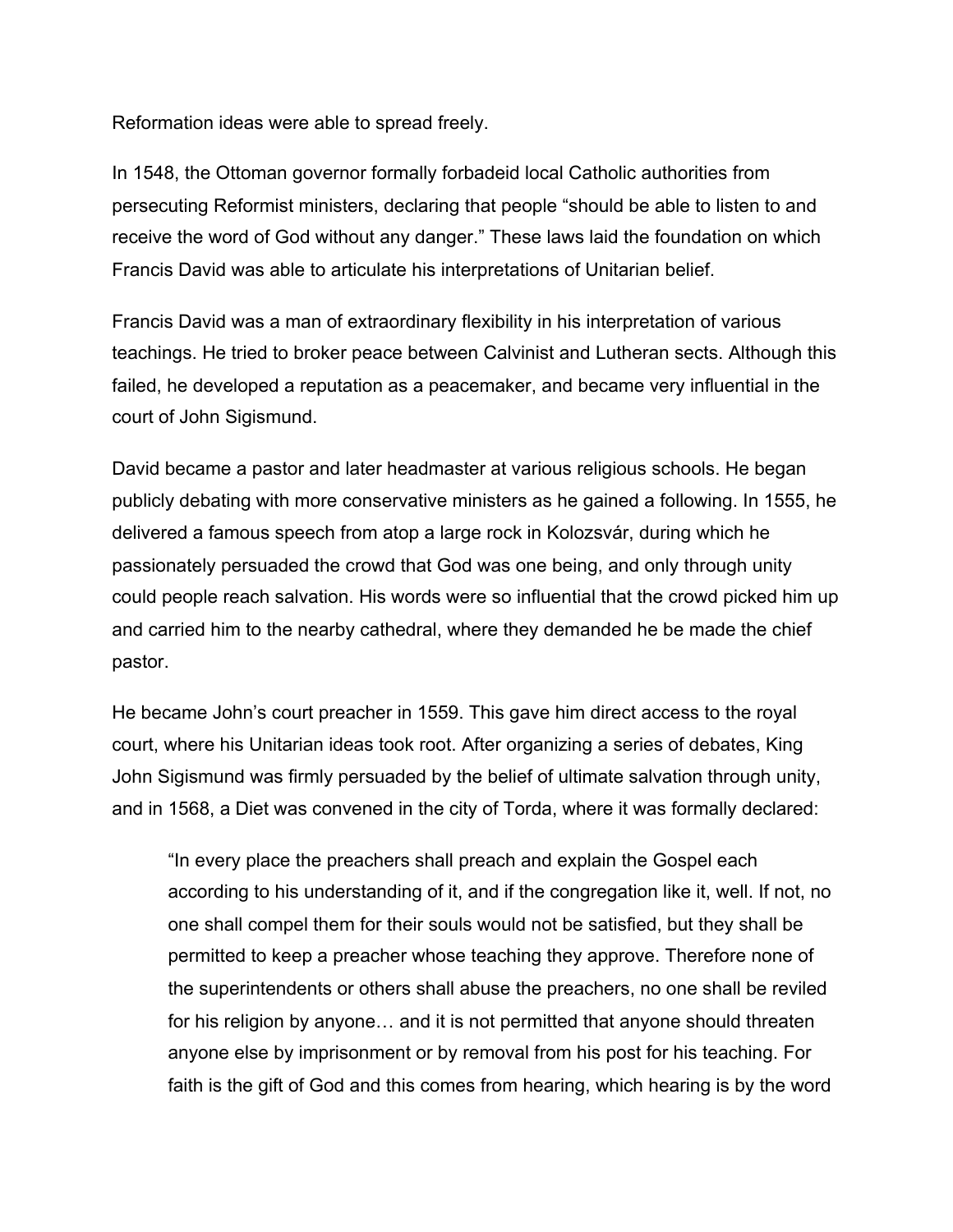Reformation ideas were able to spread freely.

In 1548, the Ottoman governor formally forbadeid local Catholic authorities from persecuting Reformist ministers, declaring that people "should be able to listen to and receive the word of God without any danger." These laws laid the foundation on which Francis David was able to articulate his interpretations of Unitarian belief.

Francis David was a man of extraordinary flexibility in his interpretation of various teachings. He tried to broker peace between Calvinist and Lutheran sects. Although this failed, he developed a reputation as a peacemaker, and became very influential in the court of John Sigismund.

David became a pastor and later headmaster at various religious schools. He began publicly debating with more conservative ministers as he gained a following. In 1555, he delivered a famous speech from atop a large rock in Kolozsvár, during which he passionately persuaded the crowd that God was one being, and only through unity could people reach salvation. His words were so influential that the crowd picked him up and carried him to the nearby cathedral, where they demanded he be made the chief pastor.

He became John's court preacher in 1559. This gave him direct access to the royal court, where his Unitarian ideas took root. After organizing a series of debates, King John Sigismund was firmly persuaded by the belief of ultimate salvation through unity, and in 1568, a Diet was convened in the city of Torda, where it was formally declared:

> "In every place the preachers shall preach and explain the Gospel each according to his understanding of it, and if the congregation like it, well. If not, no one shall compel them for their souls would not be satisfied, but they shall be permitted to keep a preacher whose teaching they approve. Therefore none of the superintendents or others shall abuse the preachers, no one shall be reviled for his religion by anyone… and it is not permitted that anyone should threaten anyone else by imprisonment or by removal from his post for his teaching. For faith is the gift of God and this comes from hearing, which hearing is by the word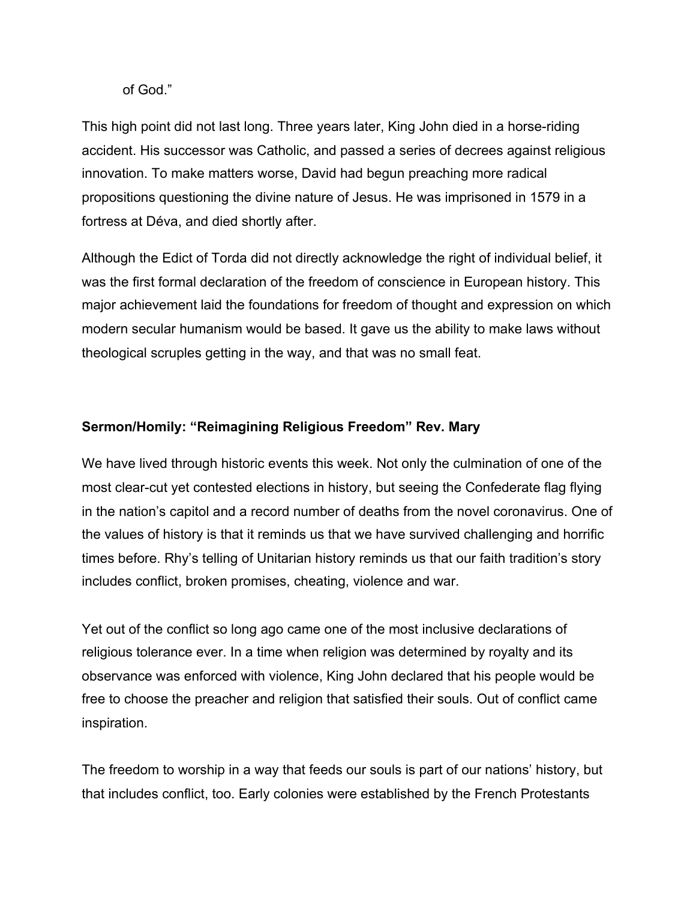of God."

This high point did not last long. Three years later, King John died in a horse-riding accident. His successor was Catholic, and passed a series of decrees against religious innovation. To make matters worse, David had begun preaching more radical propositions questioning the divine nature of Jesus. He was imprisoned in 1579 in a fortress at Déva, and died shortly after.

Although the Edict of Torda did not directly acknowledge the right of individual belief, it was the first formal declaration of the freedom of conscience in European history. This major achievement laid the foundations for freedom of thought and expression on which modern secular humanism would be based. It gave us the ability to make laws without theological scruples getting in the way, and that was no small feat.

**Sermon/Homily: "Reimagining Religious Freedom" Rev. Mary**

We have lived through historic events this week. Not only the culmination of one of the most clear-cut yet contested elections in history, but seeing the Confederate flag flying in the nation's capitol and a record number of deaths from the novel coronavirus. One of the values of history is that it reminds us that we have survived challenging and horrific times before. Rhy's telling of Unitarian history reminds us that our faith tradition's story includes conflict, broken promises, cheating, violence and war.

Yet out of the conflict so long ago came one of the most inclusive declarations of religious tolerance ever. In a time when religion was determined by royalty and its observance was enforced with violence, King John declared that his people would be free to choose the preacher and religion that satisfied their souls. Out of conflict came inspiration.

The freedom to worship in a way that feeds our souls is part of our nations' history, but that includes conflict, too. Early colonies were established by the French Protestants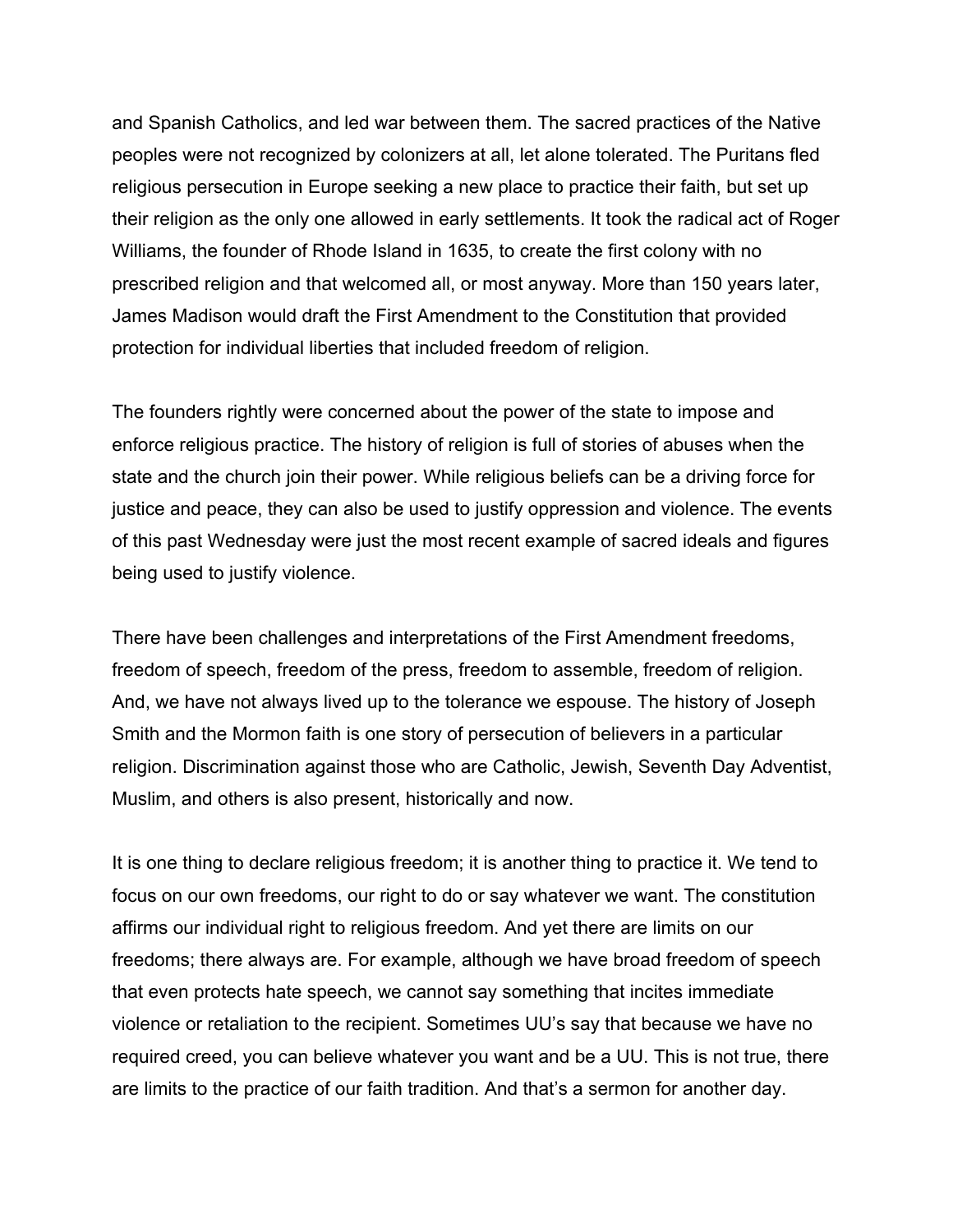and Spanish Catholics, and led war between them. The sacred practices of the Native peoples were not recognized by colonizers at all, let alone tolerated. The Puritans fled religious persecution in Europe seeking a new place to practice their faith, but set up their religion as the only one allowed in early settlements. It took the radical act of Roger Williams, the founder of Rhode Island in 1635, to create the first colony with no prescribed religion and that welcomed all, or most anyway. More than 150 years later, James Madison would draft the First Amendment to the Constitution that provided protection for individual liberties that included freedom of religion.

The founders rightly were concerned about the power of the state to impose and enforce religious practice. The history of religion is full of stories of abuses when the state and the church join their power. While religious beliefs can be a driving force for justice and peace, they can also be used to justify oppression and violence. The events of this past Wednesday were just the most recent example of sacred ideals and figures being used to justify violence.

There have been challenges and interpretations of the First Amendment freedoms, freedom of speech, freedom of the press, freedom to assemble, freedom of religion. And, we have not always lived up to the tolerance we espouse. The history of Joseph Smith and the Mormon faith is one story of persecution of believers in a particular religion. Discrimination against those who are Catholic, Jewish, Seventh Day Adventist, Muslim, and others is also present, historically and now.

It is one thing to declare religious freedom; it is another thing to practice it. We tend to focus on our own freedoms, our right to do or say whatever we want. The constitution affirms our individual right to religious freedom. And yet there are limits on our freedoms; there always are. For example, although we have broad freedom of speech that even protects hate speech, we cannot say something that incites immediate violence or retaliation to the recipient. Sometimes UU's say that because we have no required creed, you can believe whatever you want and be a UU. This is not true, there are limits to the practice of our faith tradition. And that's a sermon for another day.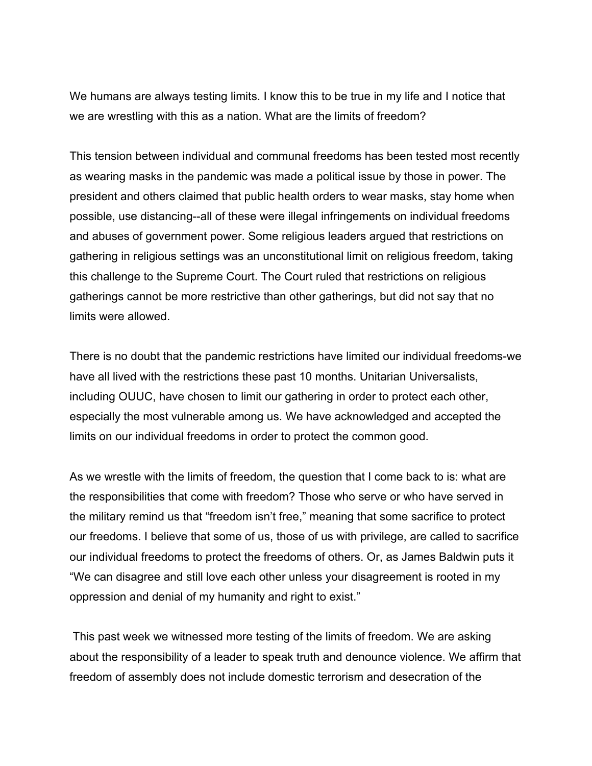We humans are always testing limits. I know this to be true in my life and I notice that we are wrestling with this as a nation. What are the limits of freedom?

This tension between individual and communal freedoms has been tested most recently as wearing masks in the pandemic was made a political issue by those in power. The president and others claimed that public health orders to wear masks, stay home when possible, use distancing--all of these were illegal infringements on individual freedoms and abuses of government power. Some religious leaders argued that restrictions on gathering in religious settings was an unconstitutional limit on religious freedom, taking this challenge to the Supreme Court. The Court ruled that restrictions on religious gatherings cannot be more restrictive than other gatherings, but did not say that no limits were allowed.

There is no doubt that the pandemic restrictions have limited our individual freedoms-we have all lived with the restrictions these past 10 months. Unitarian Universalists, including OUUC, have chosen to limit our gathering in order to protect each other, especially the most vulnerable among us. We have acknowledged and accepted the limits on our individual freedoms in order to protect the common good.

As we wrestle with the limits of freedom, the question that I come back to is: what are the responsibilities that come with freedom? Those who serve or who have served in the military remind us that "freedom isn't free," meaning that some sacrifice to protect our freedoms. I believe that some of us, those of us with privilege, are called to sacrifice our individual freedoms to protect the freedoms of others. Or, as James Baldwin puts it "We can disagree and still love each other unless your disagreement is rooted in my oppression and denial of my humanity and right to exist."

This past week we witnessed more testing of the limits of freedom. We are asking about the responsibility of a leader to speak truth and denounce violence. We affirm that freedom of assembly does not include domestic terrorism and desecration of the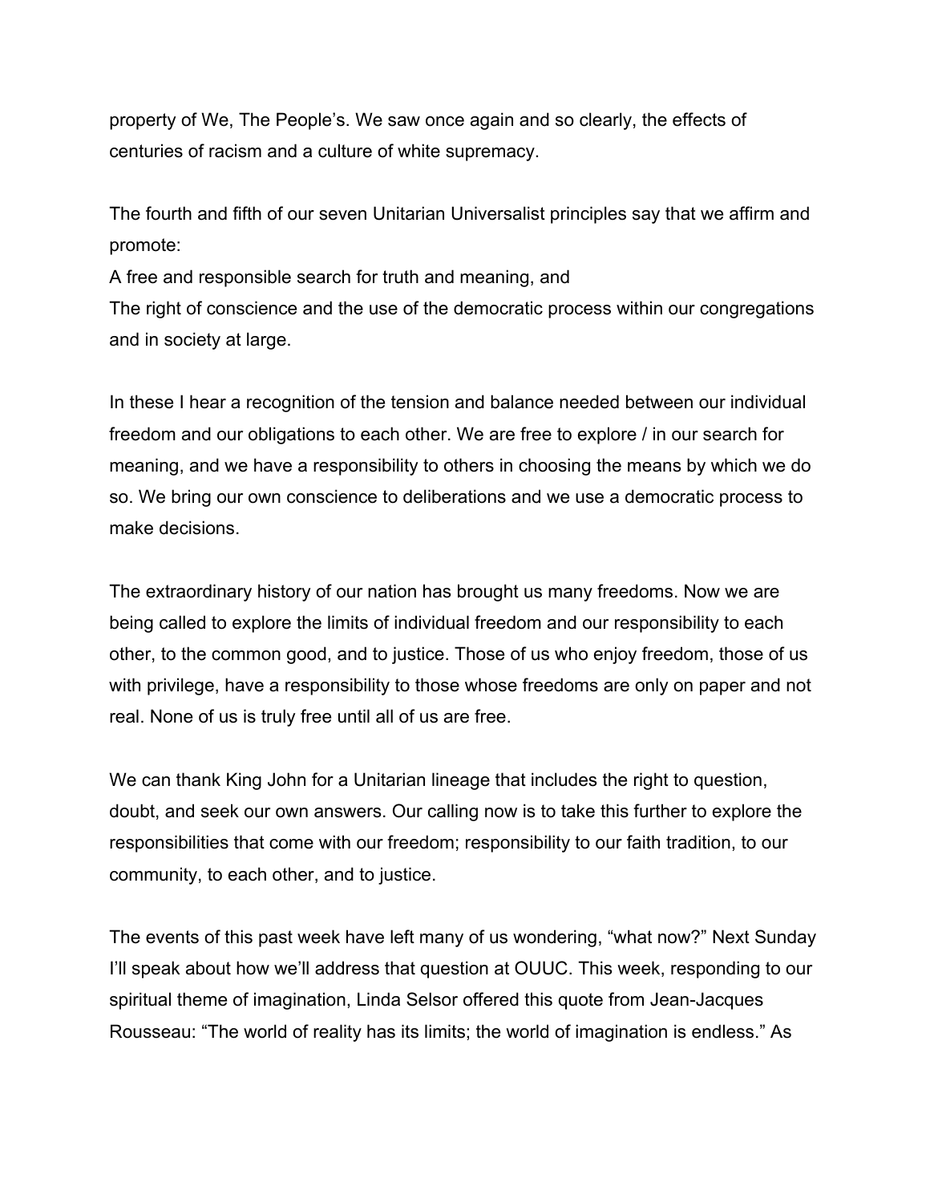property of We, The People's. We saw once again and so clearly, the effects of centuries of racism and a culture of white supremacy.

The fourth and fifth of our seven Unitarian Universalist principles say that we affirm and promote:
A free and responsible search for truth and meaning, and
The right of conscience and the use of the democratic process within our congregations and in society at large.

In these I hear a recognition of the tension and balance needed between our individual freedom and our obligations to each other. We are free to explore / in our search for meaning, and we have a responsibility to others in choosing the means by which we do so. We bring our own conscience to deliberations and we use a democratic process to make decisions.

The extraordinary history of our nation has brought us many freedoms. Now we are being called to explore the limits of individual freedom and our responsibility to each other, to the common good, and to justice. Those of us who enjoy freedom, those of us with privilege, have a responsibility to those whose freedoms are only on paper and not real. None of us is truly free until all of us are free.

We can thank King John for a Unitarian lineage that includes the right to question, doubt, and seek our own answers. Our calling now is to take this further to explore the responsibilities that come with our freedom; responsibility to our faith tradition, to our community, to each other, and to justice.

The events of this past week have left many of us wondering, "what now?" Next Sunday I'll speak about how we'll address that question at OUUC. This week, responding to our spiritual theme of imagination, Linda Selsor offered this quote from Jean-Jacques Rousseau: "The world of reality has its limits; the world of imagination is endless." As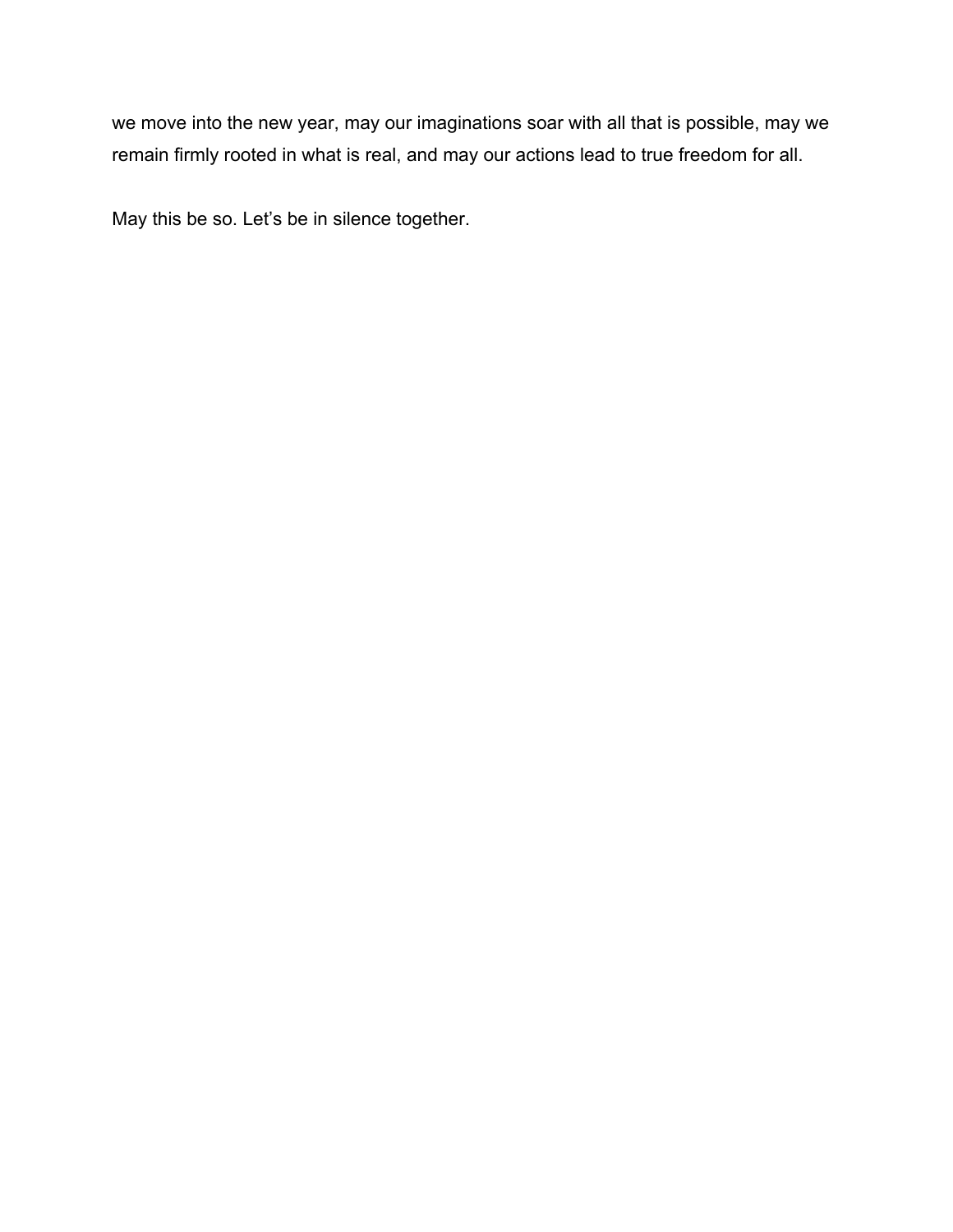we move into the new year, may our imaginations soar with all that is possible, may we remain firmly rooted in what is real, and may our actions lead to true freedom for all.

May this be so. Let's be in silence together.